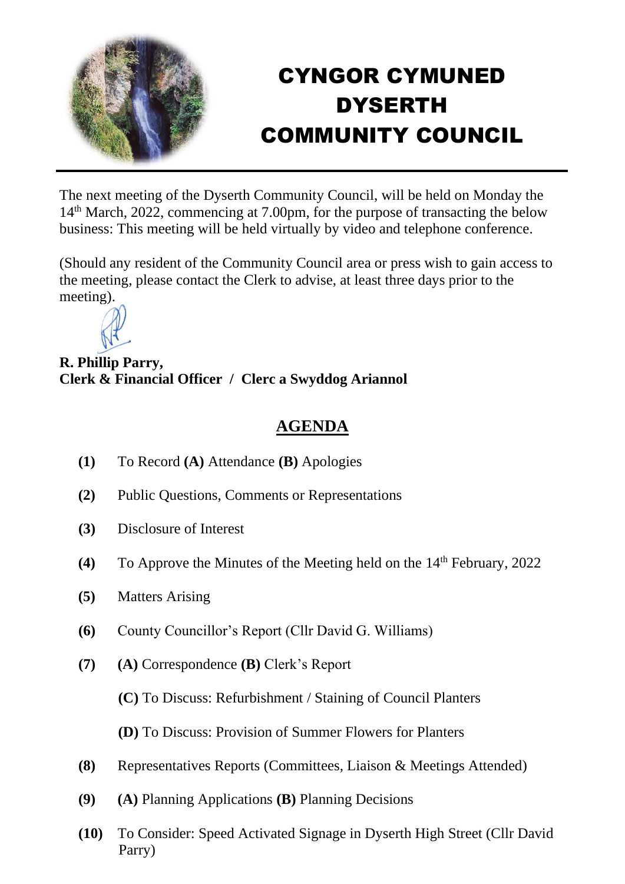# CYNGOR CYMUNED DYSERTH COMMUNITY COUNCIL

The next meeting of the Dyserth Community Council, will be held on Monday the 14th March, 2022, commencing at 7.00pm, for the purpose of transacting the below business: This meeting will be held virtually by video and telephone conference.

(Should any resident of the Community Council area or press wish to gain access to the meeting, please contact the Clerk to advise, at least three days prior to the meeting).

**R. Phillip Parry,**
**Clerk & Financial Officer / Clerc a Swyddog Ariannol**

## AGENDA

**(1)** To Record **(A)** Attendance **(B)** Apologies

**(2)** Public Questions, Comments or Representations

**(3)** Disclosure of Interest

**(4)** To Approve the Minutes of the Meeting held on the 14th February, 2022

**(5)** Matters Arising

**(6)** County Councillor's Report (Cllr David G. Williams)

**(7)** **(A)** Correspondence **(B)** Clerk's Report

**(C)** To Discuss: Refurbishment / Staining of Council Planters

**(D)** To Discuss: Provision of Summer Flowers for Planters

**(8)** Representatives Reports (Committees, Liaison & Meetings Attended)

**(9)** **(A)** Planning Applications **(B)** Planning Decisions

**(10)** To Consider: Speed Activated Signage in Dyserth High Street (Cllr David Parry)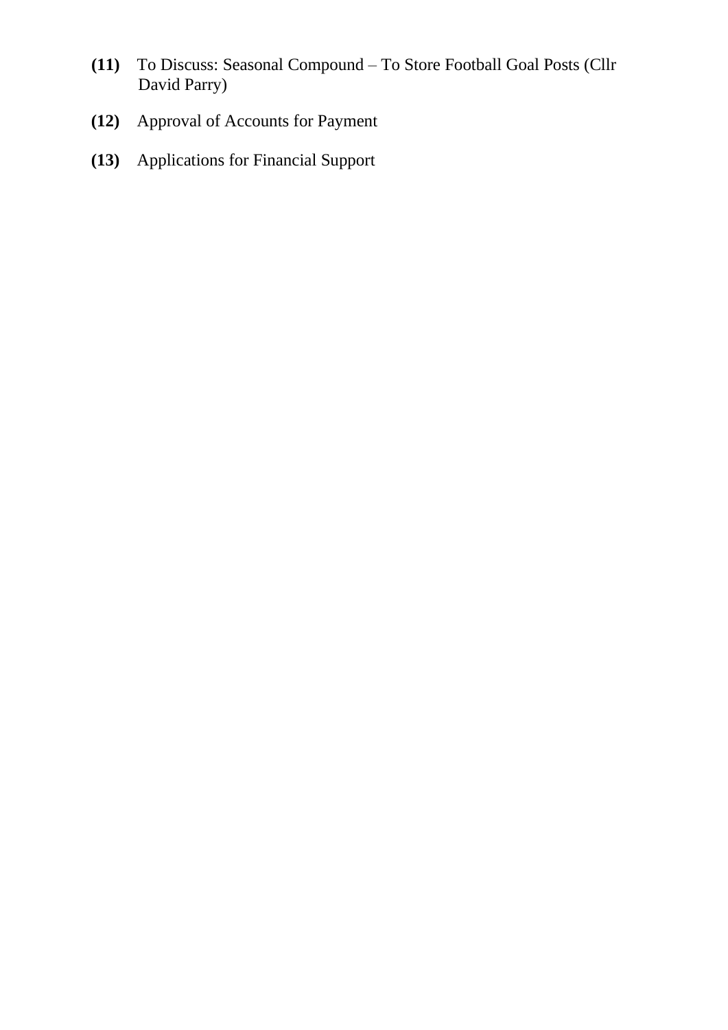**(11)** To Discuss: Seasonal Compound – To Store Football Goal Posts (Cllr David Parry)

**(12)** Approval of Accounts for Payment

**(13)** Applications for Financial Support